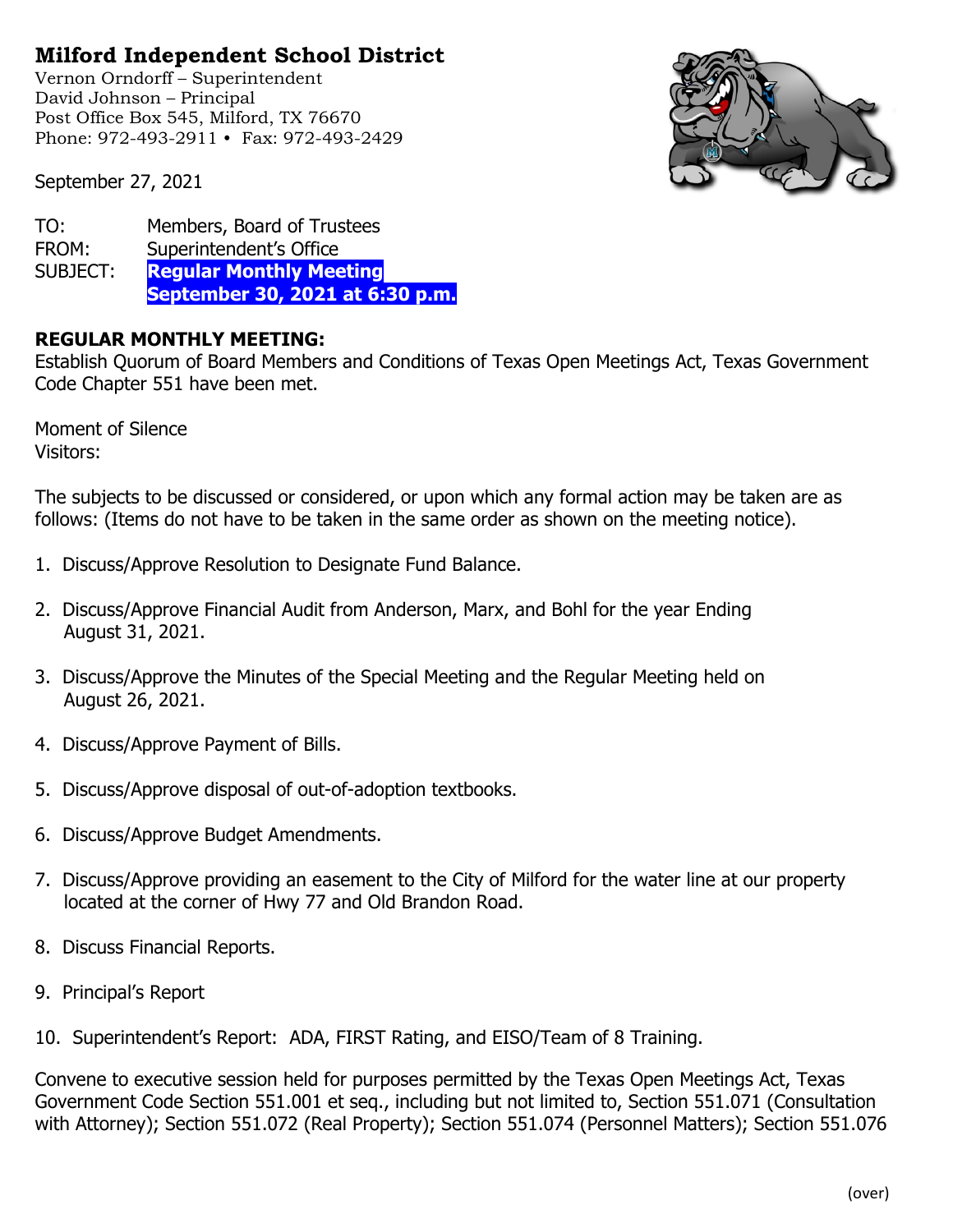# Milford Independent School District

Vernon Orndorff – Superintendent
David Johnson – Principal
Post Office Box 545, Milford, TX 76670
Phone: 972-493-2911 • Fax: 972-493-2429

September 27, 2021

TO: Members, Board of Trustees
FROM: Superintendent's Office
SUBJECT: **Regular Monthly Meeting**
**September 30, 2021 at 6:30 p.m.**

**REGULAR MONTHLY MEETING:**
Establish Quorum of Board Members and Conditions of Texas Open Meetings Act, Texas Government Code Chapter 551 have been met.

Moment of Silence
Visitors:

The subjects to be discussed or considered, or upon which any formal action may be taken are as follows: (Items do not have to be taken in the same order as shown on the meeting notice).

1. Discuss/Approve Resolution to Designate Fund Balance.

2. Discuss/Approve Financial Audit from Anderson, Marx, and Bohl for the year Ending August 31, 2021.

3. Discuss/Approve the Minutes of the Special Meeting and the Regular Meeting held on August 26, 2021.

4. Discuss/Approve Payment of Bills.

5. Discuss/Approve disposal of out-of-adoption textbooks.

6. Discuss/Approve Budget Amendments.

7. Discuss/Approve providing an easement to the City of Milford for the water line at our property located at the corner of Hwy 77 and Old Brandon Road.

8. Discuss Financial Reports.

9. Principal's Report

10. Superintendent's Report: ADA, FIRST Rating, and EISO/Team of 8 Training.

Convene to executive session held for purposes permitted by the Texas Open Meetings Act, Texas Government Code Section 551.001 et seq., including but not limited to, Section 551.071 (Consultation with Attorney); Section 551.072 (Real Property); Section 551.074 (Personnel Matters); Section 551.076

(over)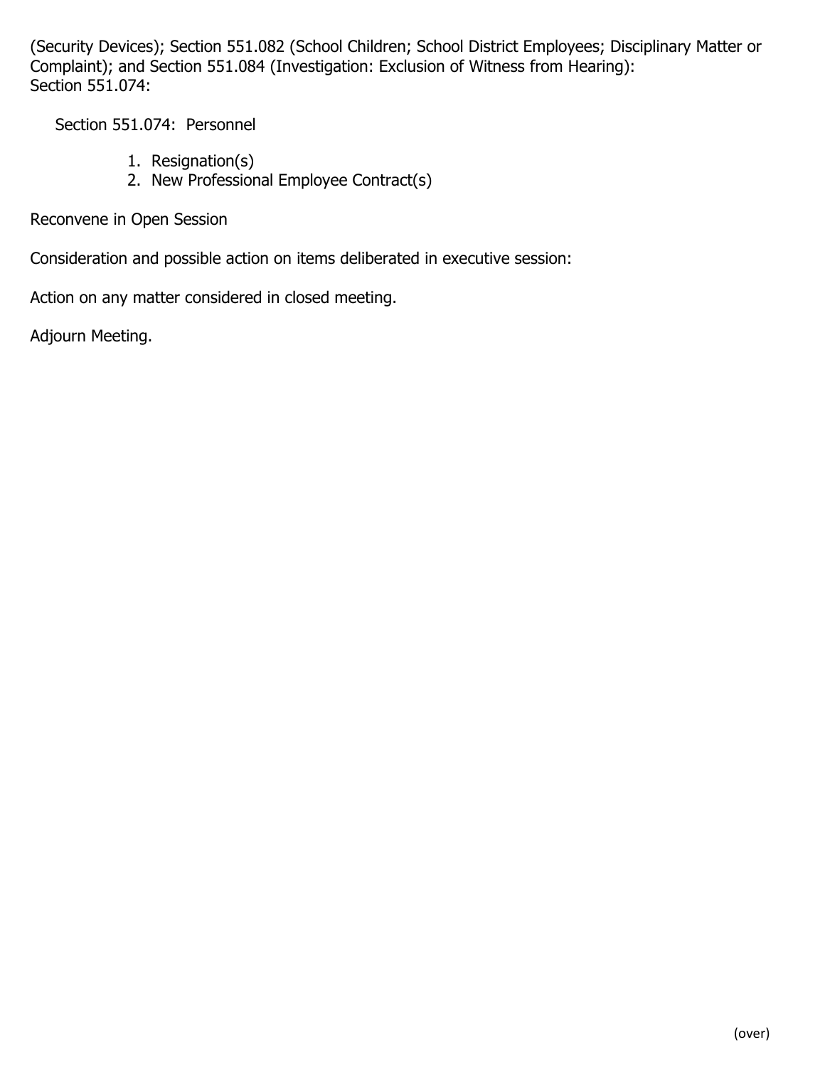(Security Devices); Section 551.082 (School Children; School District Employees; Disciplinary Matter or Complaint); and Section 551.084 (Investigation: Exclusion of Witness from Hearing):
Section 551.074:

Section 551.074: Personnel

1. Resignation(s)
2. New Professional Employee Contract(s)

Reconvene in Open Session

Consideration and possible action on items deliberated in executive session:

Action on any matter considered in closed meeting.

Adjourn Meeting.

(over)